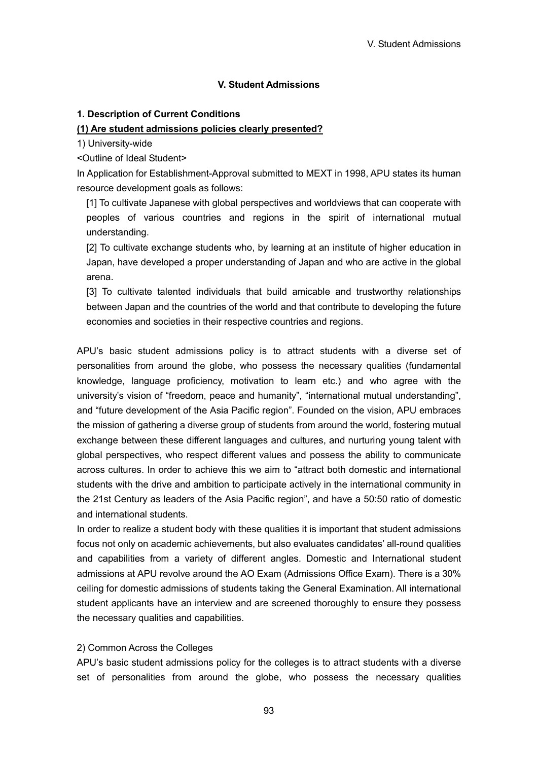## V. Student Admissions

### 1. Description of Current Conditions

**(1) Are student admissions policies clearly presented?**

1) University-wide

<Outline of Ideal Student>

In Application for Establishment-Approval submitted to MEXT in 1998, APU states its human resource development goals as follows:

[1] To cultivate Japanese with global perspectives and worldviews that can cooperate with peoples of various countries and regions in the spirit of international mutual understanding.

[2] To cultivate exchange students who, by learning at an institute of higher education in Japan, have developed a proper understanding of Japan and who are active in the global arena.

[3] To cultivate talented individuals that build amicable and trustworthy relationships between Japan and the countries of the world and that contribute to developing the future economies and societies in their respective countries and regions.

APU's basic student admissions policy is to attract students with a diverse set of personalities from around the globe, who possess the necessary qualities (fundamental knowledge, language proficiency, motivation to learn etc.) and who agree with the university's vision of "freedom, peace and humanity", "international mutual understanding", and "future development of the Asia Pacific region". Founded on the vision, APU embraces the mission of gathering a diverse group of students from around the world, fostering mutual exchange between these different languages and cultures, and nurturing young talent with global perspectives, who respect different values and possess the ability to communicate across cultures. In order to achieve this we aim to "attract both domestic and international students with the drive and ambition to participate actively in the international community in the 21st Century as leaders of the Asia Pacific region", and have a 50:50 ratio of domestic and international students.

In order to realize a student body with these qualities it is important that student admissions focus not only on academic achievements, but also evaluates candidates' all-round qualities and capabilities from a variety of different angles. Domestic and International student admissions at APU revolve around the AO Exam (Admissions Office Exam). There is a 30% ceiling for domestic admissions of students taking the General Examination. All international student applicants have an interview and are screened thoroughly to ensure they possess the necessary qualities and capabilities.

2) Common Across the Colleges

APU's basic student admissions policy for the colleges is to attract students with a diverse set of personalities from around the globe, who possess the necessary qualities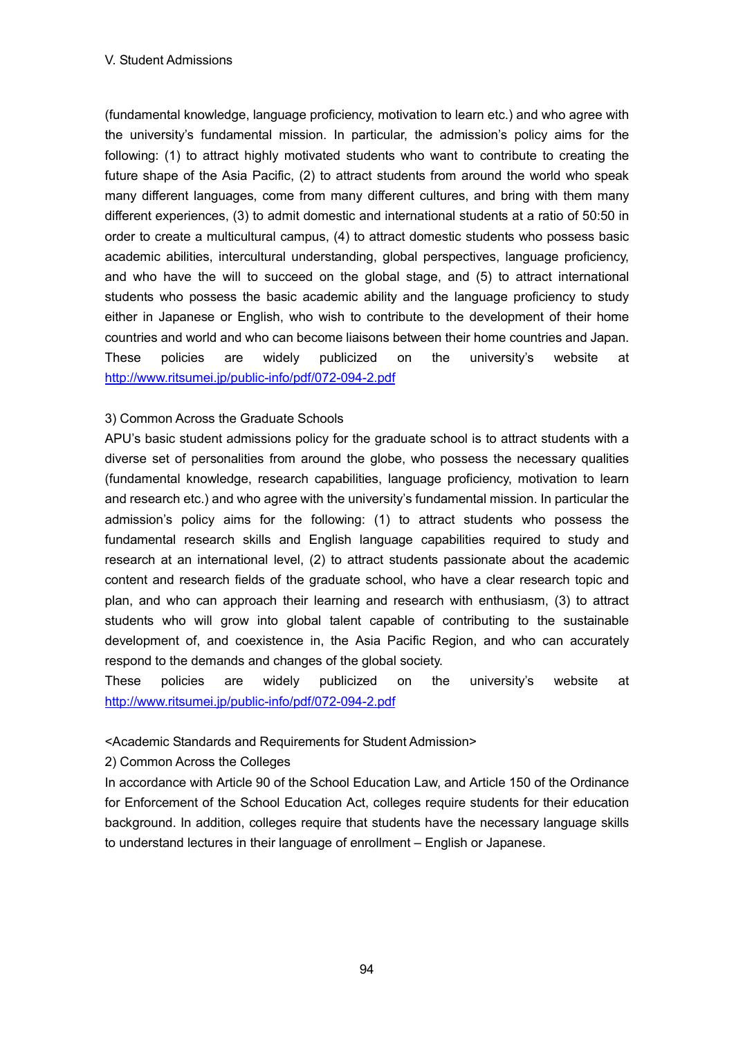(fundamental knowledge, language proficiency, motivation to learn etc.) and who agree with the university's fundamental mission. In particular, the admission's policy aims for the following: (1) to attract highly motivated students who want to contribute to creating the future shape of the Asia Pacific, (2) to attract students from around the world who speak many different languages, come from many different cultures, and bring with them many different experiences, (3) to admit domestic and international students at a ratio of 50:50 in order to create a multicultural campus, (4) to attract domestic students who possess basic academic abilities, intercultural understanding, global perspectives, language proficiency, and who have the will to succeed on the global stage, and (5) to attract international students who possess the basic academic ability and the language proficiency to study either in Japanese or English, who wish to contribute to the development of their home countries and world and who can become liaisons between their home countries and Japan. These policies are widely publicized on the university's website at http://www.ritsumei.jp/public-info/pdf/072-094-2.pdf

3) Common Across the Graduate Schools

APU's basic student admissions policy for the graduate school is to attract students with a diverse set of personalities from around the globe, who possess the necessary qualities (fundamental knowledge, research capabilities, language proficiency, motivation to learn and research etc.) and who agree with the university's fundamental mission. In particular the admission's policy aims for the following: (1) to attract students who possess the fundamental research skills and English language capabilities required to study and research at an international level, (2) to attract students passionate about the academic content and research fields of the graduate school, who have a clear research topic and plan, and who can approach their learning and research with enthusiasm, (3) to attract students who will grow into global talent capable of contributing to the sustainable development of, and coexistence in, the Asia Pacific Region, and who can accurately respond to the demands and changes of the global society.

These policies are widely publicized on the university's website at http://www.ritsumei.jp/public-info/pdf/072-094-2.pdf

<Academic Standards and Requirements for Student Admission>

2) Common Across the Colleges

In accordance with Article 90 of the School Education Law, and Article 150 of the Ordinance for Enforcement of the School Education Act, colleges require students for their education background. In addition, colleges require that students have the necessary language skills to understand lectures in their language of enrollment – English or Japanese.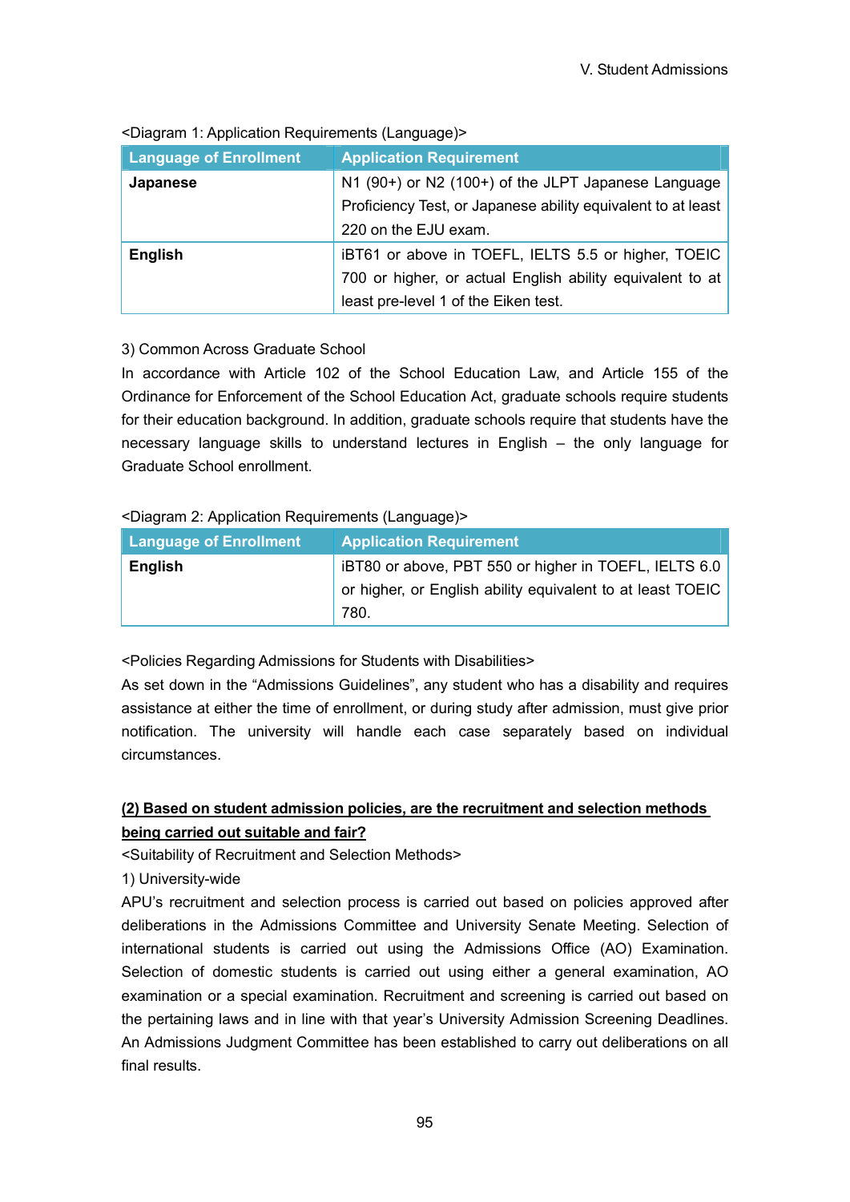<Diagram 1: Application Requirements (Language)>

| Language of Enrollment | Application Requirement |
| --- | --- |
| **Japanese** | N1 (90+) or N2 (100+) of the JLPT Japanese Language Proficiency Test, or Japanese ability equivalent to at least 220 on the EJU exam. |
| **English** | iBT61 or above in TOEFL, IELTS 5.5 or higher, TOEIC 700 or higher, or actual English ability equivalent to at least pre-level 1 of the Eiken test. |

3) Common Across Graduate School

In accordance with Article 102 of the School Education Law, and Article 155 of the Ordinance for Enforcement of the School Education Act, graduate schools require students for their education background. In addition, graduate schools require that students have the necessary language skills to understand lectures in English – the only language for Graduate School enrollment.

<Diagram 2: Application Requirements (Language)>

| Language of Enrollment | Application Requirement |
| --- | --- |
| **English** | iBT80 or above, PBT 550 or higher in TOEFL, IELTS 6.0 or higher, or English ability equivalent to at least TOEIC 780. |

<Policies Regarding Admissions for Students with Disabilities>

As set down in the "Admissions Guidelines", any student who has a disability and requires assistance at either the time of enrollment, or during study after admission, must give prior notification. The university will handle each case separately based on individual circumstances.

**(2) Based on student admission policies, are the recruitment and selection methods being carried out suitable and fair?**

<Suitability of Recruitment and Selection Methods>

1) University-wide

APU's recruitment and selection process is carried out based on policies approved after deliberations in the Admissions Committee and University Senate Meeting. Selection of international students is carried out using the Admissions Office (AO) Examination. Selection of domestic students is carried out using either a general examination, AO examination or a special examination. Recruitment and screening is carried out based on the pertaining laws and in line with that year's University Admission Screening Deadlines. An Admissions Judgment Committee has been established to carry out deliberations on all final results.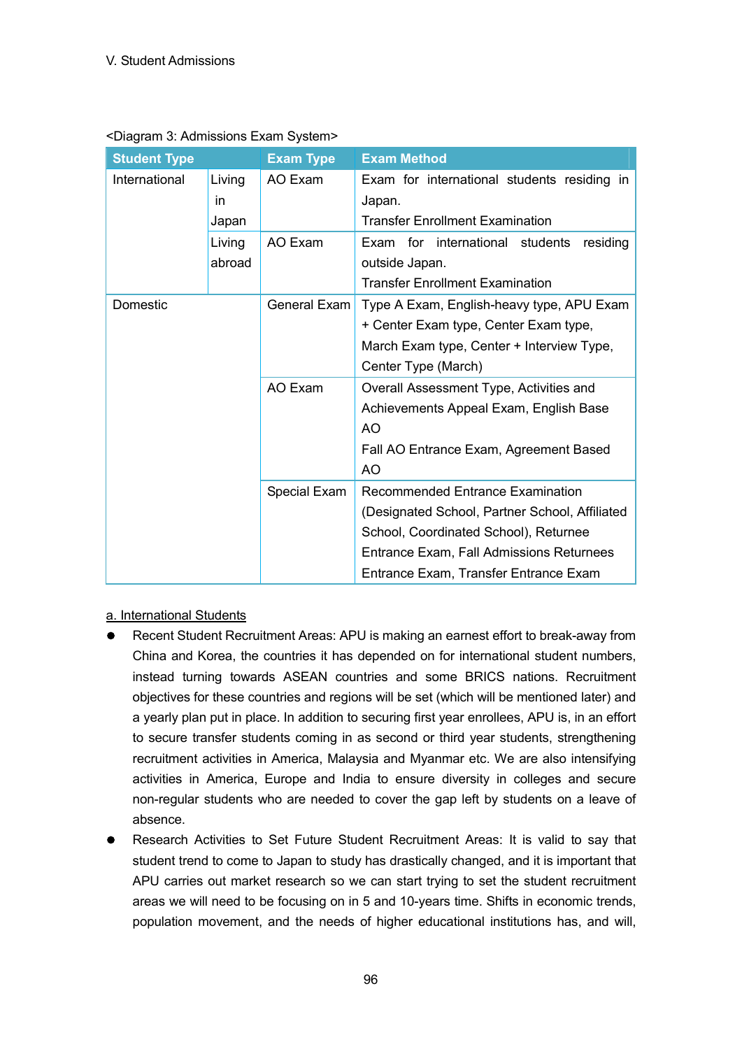V. Student Admissions

<Diagram 3: Admissions Exam System>

| Student Type | | Exam Type | Exam Method |
|---|---|---|---|
| International | Living in Japan | AO Exam | Exam for international students residing in Japan.<br>Transfer Enrollment Examination |
| | Living abroad | AO Exam | Exam for international students residing outside Japan.<br>Transfer Enrollment Examination |
| Domestic | | General Exam | Type A Exam, English-heavy type, APU Exam + Center Exam type, Center Exam type, March Exam type, Center + Interview Type, Center Type (March) |
| | | AO Exam | Overall Assessment Type, Activities and Achievements Appeal Exam, English Base AO<br>Fall AO Entrance Exam, Agreement Based AO |
| | | Special Exam | Recommended Entrance Examination (Designated School, Partner School, Affiliated School, Coordinated School), Returnee Entrance Exam, Fall Admissions Returnees Entrance Exam, Transfer Entrance Exam |

<u>a. International Students</u>

- Recent Student Recruitment Areas: APU is making an earnest effort to break-away from China and Korea, the countries it has depended on for international student numbers, instead turning towards ASEAN countries and some BRICS nations. Recruitment objectives for these countries and regions will be set (which will be mentioned later) and a yearly plan put in place. In addition to securing first year enrollees, APU is, in an effort to secure transfer students coming in as second or third year students, strengthening recruitment activities in America, Malaysia and Myanmar etc. We are also intensifying activities in America, Europe and India to ensure diversity in colleges and secure non-regular students who are needed to cover the gap left by students on a leave of absence.
- Research Activities to Set Future Student Recruitment Areas: It is valid to say that student trend to come to Japan to study has drastically changed, and it is important that APU carries out market research so we can start trying to set the student recruitment areas we will need to be focusing on in 5 and 10-years time. Shifts in economic trends, population movement, and the needs of higher educational institutions has, and will,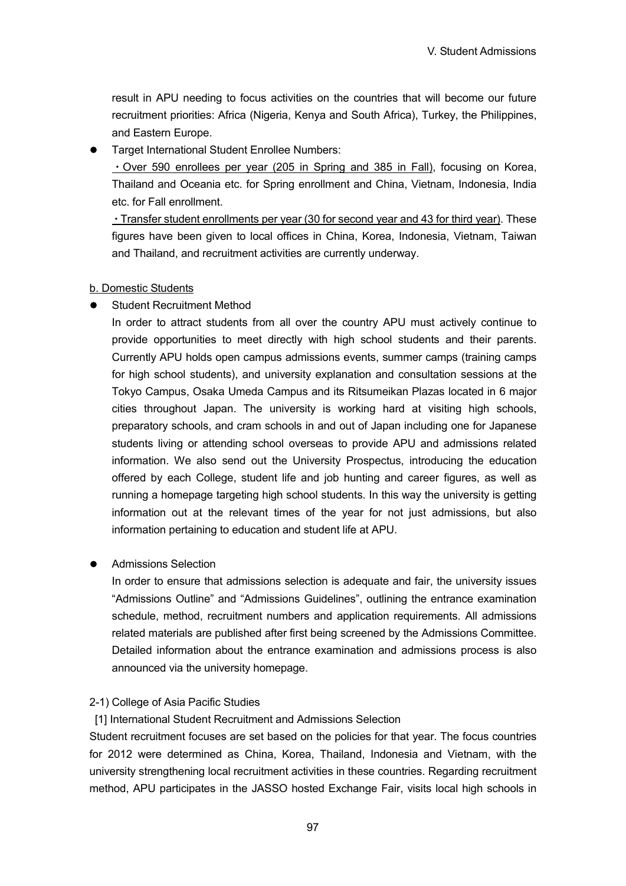result in APU needing to focus activities on the countries that will become our future recruitment priorities: Africa (Nigeria, Kenya and South Africa), Turkey, the Philippines, and Eastern Europe.

- Target International Student Enrollee Numbers:

  ・Over 590 enrollees per year (205 in Spring and 385 in Fall), focusing on Korea, Thailand and Oceania etc. for Spring enrollment and China, Vietnam, Indonesia, India etc. for Fall enrollment.

  ・Transfer student enrollments per year (30 for second year and 43 for third year). These figures have been given to local offices in China, Korea, Indonesia, Vietnam, Taiwan and Thailand, and recruitment activities are currently underway.

b. Domestic Students

- Student Recruitment Method

  In order to attract students from all over the country APU must actively continue to provide opportunities to meet directly with high school students and their parents. Currently APU holds open campus admissions events, summer camps (training camps for high school students), and university explanation and consultation sessions at the Tokyo Campus, Osaka Umeda Campus and its Ritsumeikan Plazas located in 6 major cities throughout Japan. The university is working hard at visiting high schools, preparatory schools, and cram schools in and out of Japan including one for Japanese students living or attending school overseas to provide APU and admissions related information. We also send out the University Prospectus, introducing the education offered by each College, student life and job hunting and career figures, as well as running a homepage targeting high school students. In this way the university is getting information out at the relevant times of the year for not just admissions, but also information pertaining to education and student life at APU.

- Admissions Selection

  In order to ensure that admissions selection is adequate and fair, the university issues "Admissions Outline" and "Admissions Guidelines", outlining the entrance examination schedule, method, recruitment numbers and application requirements. All admissions related materials are published after first being screened by the Admissions Committee. Detailed information about the entrance examination and admissions process is also announced via the university homepage.

2-1) College of Asia Pacific Studies

[1] International Student Recruitment and Admissions Selection

Student recruitment focuses are set based on the policies for that year. The focus countries for 2012 were determined as China, Korea, Thailand, Indonesia and Vietnam, with the university strengthening local recruitment activities in these countries. Regarding recruitment method, APU participates in the JASSO hosted Exchange Fair, visits local high schools in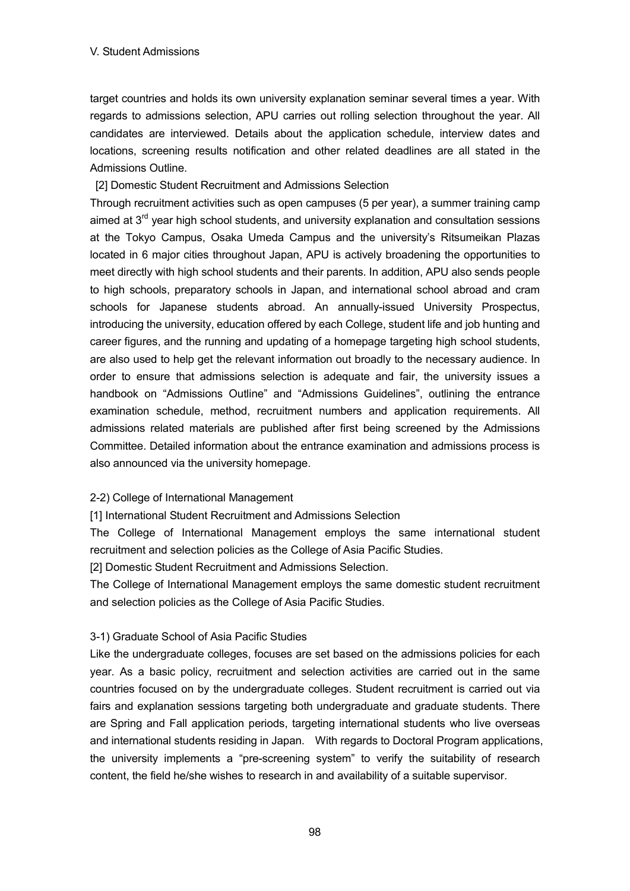target countries and holds its own university explanation seminar several times a year. With regards to admissions selection, APU carries out rolling selection throughout the year. All candidates are interviewed. Details about the application schedule, interview dates and locations, screening results notification and other related deadlines are all stated in the Admissions Outline.

[2] Domestic Student Recruitment and Admissions Selection

Through recruitment activities such as open campuses (5 per year), a summer training camp aimed at 3rd year high school students, and university explanation and consultation sessions at the Tokyo Campus, Osaka Umeda Campus and the university's Ritsumeikan Plazas located in 6 major cities throughout Japan, APU is actively broadening the opportunities to meet directly with high school students and their parents. In addition, APU also sends people to high schools, preparatory schools in Japan, and international school abroad and cram schools for Japanese students abroad. An annually-issued University Prospectus, introducing the university, education offered by each College, student life and job hunting and career figures, and the running and updating of a homepage targeting high school students, are also used to help get the relevant information out broadly to the necessary audience. In order to ensure that admissions selection is adequate and fair, the university issues a handbook on "Admissions Outline" and "Admissions Guidelines", outlining the entrance examination schedule, method, recruitment numbers and application requirements. All admissions related materials are published after first being screened by the Admissions Committee. Detailed information about the entrance examination and admissions process is also announced via the university homepage.

2-2) College of International Management

[1] International Student Recruitment and Admissions Selection

The College of International Management employs the same international student recruitment and selection policies as the College of Asia Pacific Studies.

[2] Domestic Student Recruitment and Admissions Selection.

The College of International Management employs the same domestic student recruitment and selection policies as the College of Asia Pacific Studies.

3-1) Graduate School of Asia Pacific Studies

Like the undergraduate colleges, focuses are set based on the admissions policies for each year. As a basic policy, recruitment and selection activities are carried out in the same countries focused on by the undergraduate colleges. Student recruitment is carried out via fairs and explanation sessions targeting both undergraduate and graduate students. There are Spring and Fall application periods, targeting international students who live overseas and international students residing in Japan. With regards to Doctoral Program applications, the university implements a "pre-screening system" to verify the suitability of research content, the field he/she wishes to research in and availability of a suitable supervisor.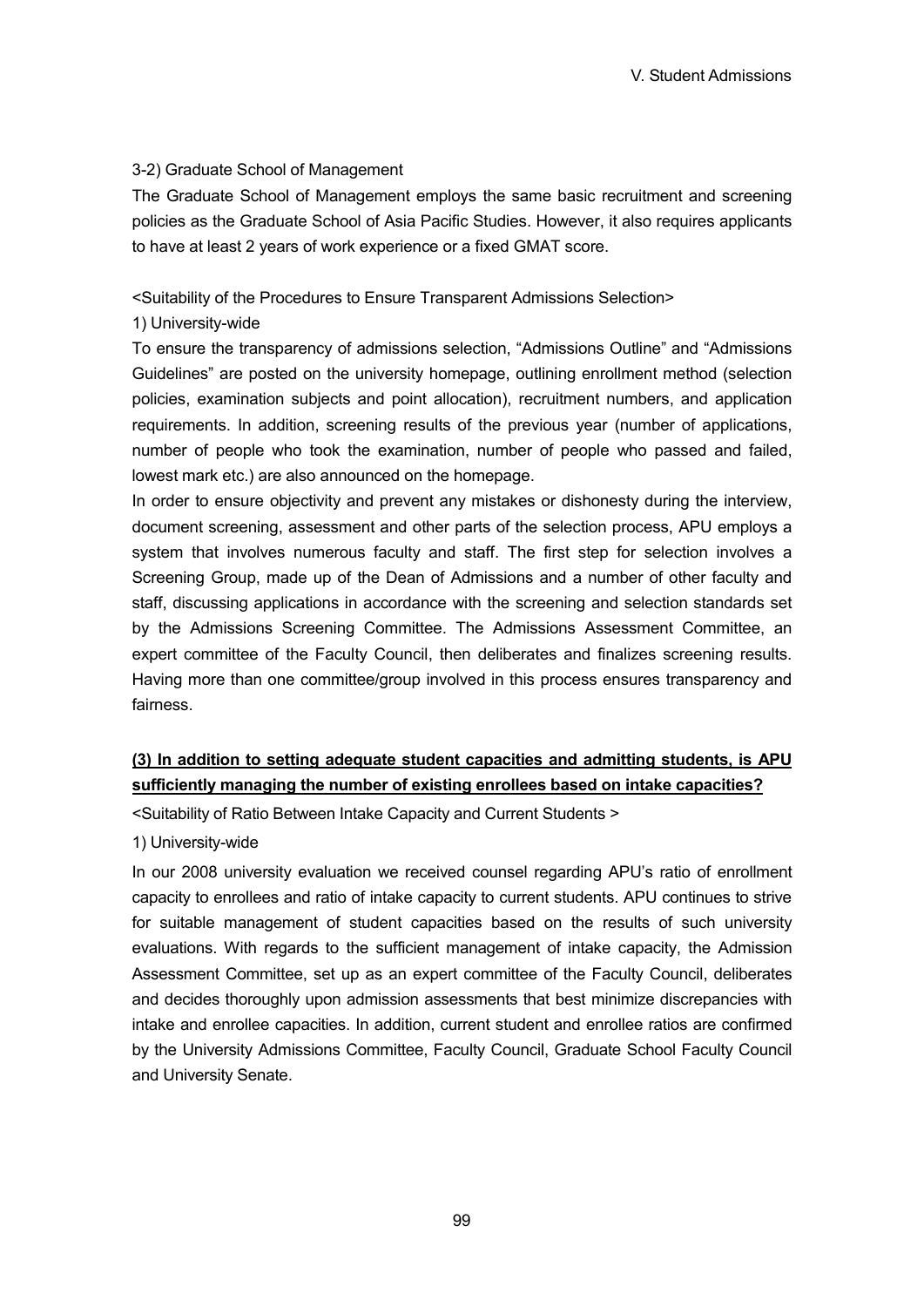3-2) Graduate School of Management

The Graduate School of Management employs the same basic recruitment and screening policies as the Graduate School of Asia Pacific Studies. However, it also requires applicants to have at least 2 years of work experience or a fixed GMAT score.

<Suitability of the Procedures to Ensure Transparent Admissions Selection>

1) University-wide

To ensure the transparency of admissions selection, "Admissions Outline" and "Admissions Guidelines" are posted on the university homepage, outlining enrollment method (selection policies, examination subjects and point allocation), recruitment numbers, and application requirements. In addition, screening results of the previous year (number of applications, number of people who took the examination, number of people who passed and failed, lowest mark etc.) are also announced on the homepage.

In order to ensure objectivity and prevent any mistakes or dishonesty during the interview, document screening, assessment and other parts of the selection process, APU employs a system that involves numerous faculty and staff. The first step for selection involves a Screening Group, made up of the Dean of Admissions and a number of other faculty and staff, discussing applications in accordance with the screening and selection standards set by the Admissions Screening Committee. The Admissions Assessment Committee, an expert committee of the Faculty Council, then deliberates and finalizes screening results. Having more than one committee/group involved in this process ensures transparency and fairness.

**(3) In addition to setting adequate student capacities and admitting students, is APU sufficiently managing the number of existing enrollees based on intake capacities?**

<Suitability of Ratio Between Intake Capacity and Current Students >

1) University-wide

In our 2008 university evaluation we received counsel regarding APU's ratio of enrollment capacity to enrollees and ratio of intake capacity to current students. APU continues to strive for suitable management of student capacities based on the results of such university evaluations. With regards to the sufficient management of intake capacity, the Admission Assessment Committee, set up as an expert committee of the Faculty Council, deliberates and decides thoroughly upon admission assessments that best minimize discrepancies with intake and enrollee capacities. In addition, current student and enrollee ratios are confirmed by the University Admissions Committee, Faculty Council, Graduate School Faculty Council and University Senate.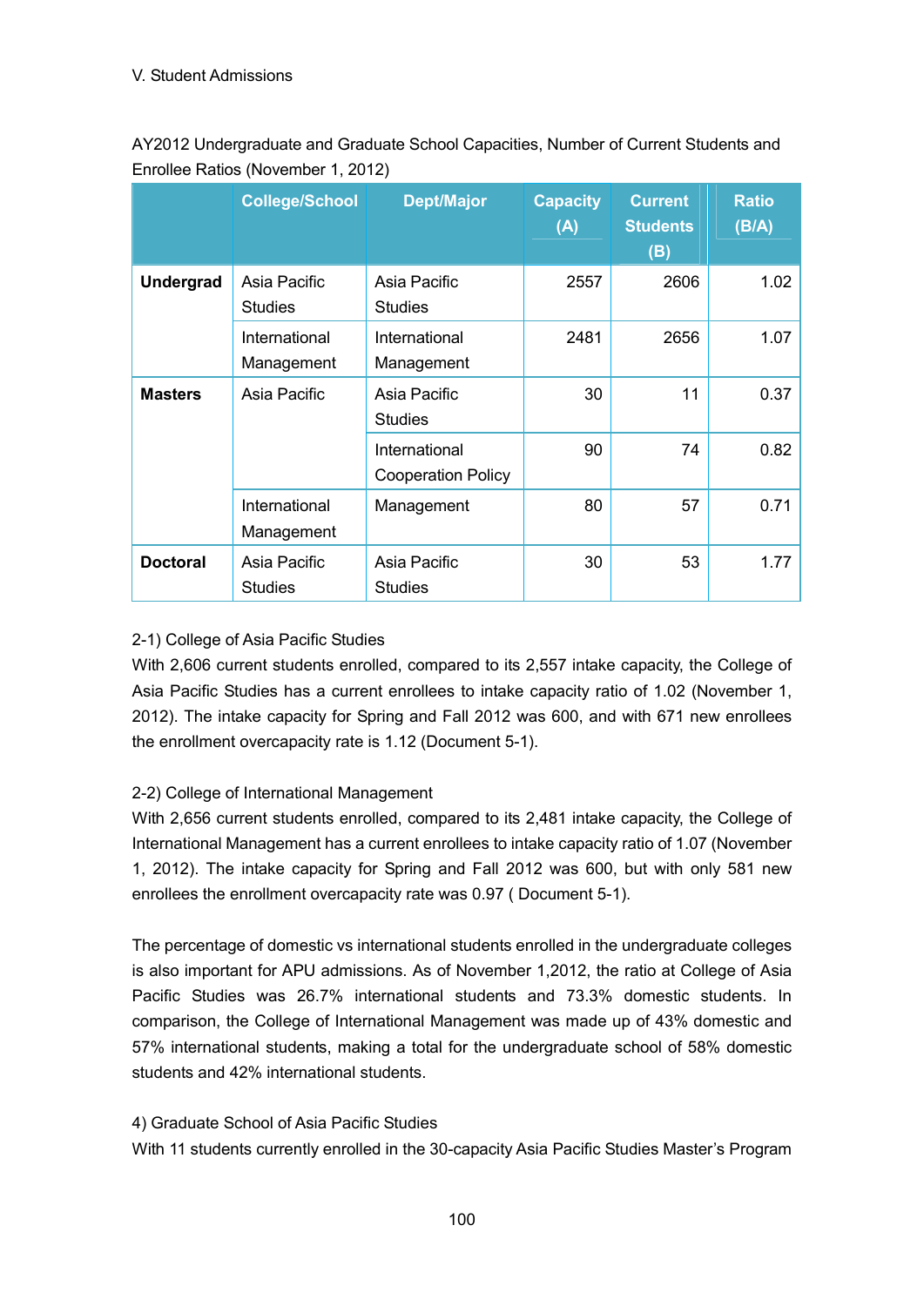V. Student Admissions

AY2012 Undergraduate and Graduate School Capacities, Number of Current Students and Enrollee Ratios (November 1, 2012)

| | College/School | Dept/Major | Capacity (A) | Current Students (B) | Ratio (B/A) |
|---|---|---|---|---|---|
| **Undergrad** | Asia Pacific Studies | Asia Pacific Studies | 2557 | 2606 | 1.02 |
| | International Management | International Management | 2481 | 2656 | 1.07 |
| **Masters** | Asia Pacific | Asia Pacific Studies | 30 | 11 | 0.37 |
| | | International Cooperation Policy | 90 | 74 | 0.82 |
| | International Management | Management | 80 | 57 | 0.71 |
| **Doctoral** | Asia Pacific Studies | Asia Pacific Studies | 30 | 53 | 1.77 |

2-1) College of Asia Pacific Studies

With 2,606 current students enrolled, compared to its 2,557 intake capacity, the College of Asia Pacific Studies has a current enrollees to intake capacity ratio of 1.02 (November 1, 2012). The intake capacity for Spring and Fall 2012 was 600, and with 671 new enrollees the enrollment overcapacity rate is 1.12 (Document 5-1).

2-2) College of International Management

With 2,656 current students enrolled, compared to its 2,481 intake capacity, the College of International Management has a current enrollees to intake capacity ratio of 1.07 (November 1, 2012). The intake capacity for Spring and Fall 2012 was 600, but with only 581 new enrollees the enrollment overcapacity rate was 0.97 ( Document 5-1).

The percentage of domestic vs international students enrolled in the undergraduate colleges is also important for APU admissions. As of November 1,2012, the ratio at College of Asia Pacific Studies was 26.7% international students and 73.3% domestic students. In comparison, the College of International Management was made up of 43% domestic and 57% international students, making a total for the undergraduate school of 58% domestic students and 42% international students.

4) Graduate School of Asia Pacific Studies

With 11 students currently enrolled in the 30-capacity Asia Pacific Studies Master's Program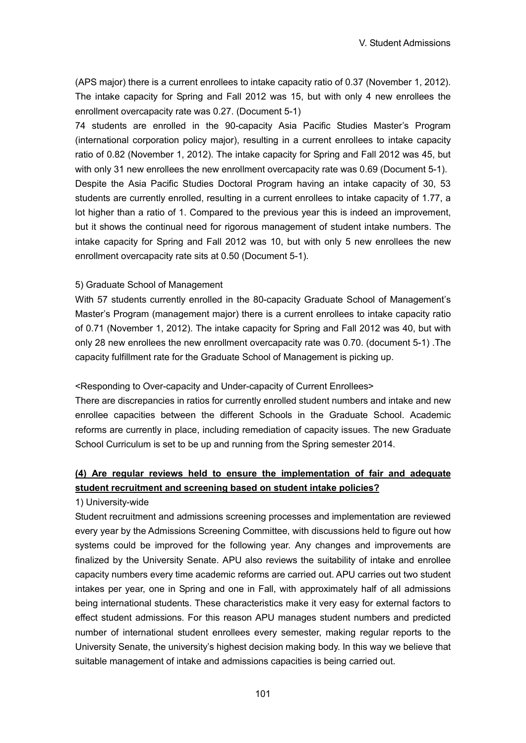(APS major) there is a current enrollees to intake capacity ratio of 0.37 (November 1, 2012). The intake capacity for Spring and Fall 2012 was 15, but with only 4 new enrollees the enrollment overcapacity rate was 0.27. (Document 5-1)

74 students are enrolled in the 90-capacity Asia Pacific Studies Master's Program (international corporation policy major), resulting in a current enrollees to intake capacity ratio of 0.82 (November 1, 2012). The intake capacity for Spring and Fall 2012 was 45, but with only 31 new enrollees the new enrollment overcapacity rate was 0.69 (Document 5-1).

Despite the Asia Pacific Studies Doctoral Program having an intake capacity of 30, 53 students are currently enrolled, resulting in a current enrollees to intake capacity of 1.77, a lot higher than a ratio of 1. Compared to the previous year this is indeed an improvement, but it shows the continual need for rigorous management of student intake numbers. The intake capacity for Spring and Fall 2012 was 10, but with only 5 new enrollees the new enrollment overcapacity rate sits at 0.50 (Document 5-1).

5) Graduate School of Management

With 57 students currently enrolled in the 80-capacity Graduate School of Management's Master's Program (management major) there is a current enrollees to intake capacity ratio of 0.71 (November 1, 2012). The intake capacity for Spring and Fall 2012 was 40, but with only 28 new enrollees the new enrollment overcapacity rate was 0.70. (document 5-1) .The capacity fulfillment rate for the Graduate School of Management is picking up.

<Responding to Over-capacity and Under-capacity of Current Enrollees>

There are discrepancies in ratios for currently enrolled student numbers and intake and new enrollee capacities between the different Schools in the Graduate School. Academic reforms are currently in place, including remediation of capacity issues. The new Graduate School Curriculum is set to be up and running from the Spring semester 2014.

**(4) Are regular reviews held to ensure the implementation of fair and adequate student recruitment and screening based on student intake policies?**

1) University-wide

Student recruitment and admissions screening processes and implementation are reviewed every year by the Admissions Screening Committee, with discussions held to figure out how systems could be improved for the following year. Any changes and improvements are finalized by the University Senate. APU also reviews the suitability of intake and enrollee capacity numbers every time academic reforms are carried out. APU carries out two student intakes per year, one in Spring and one in Fall, with approximately half of all admissions being international students. These characteristics make it very easy for external factors to effect student admissions. For this reason APU manages student numbers and predicted number of international student enrollees every semester, making regular reports to the University Senate, the university's highest decision making body. In this way we believe that suitable management of intake and admissions capacities is being carried out.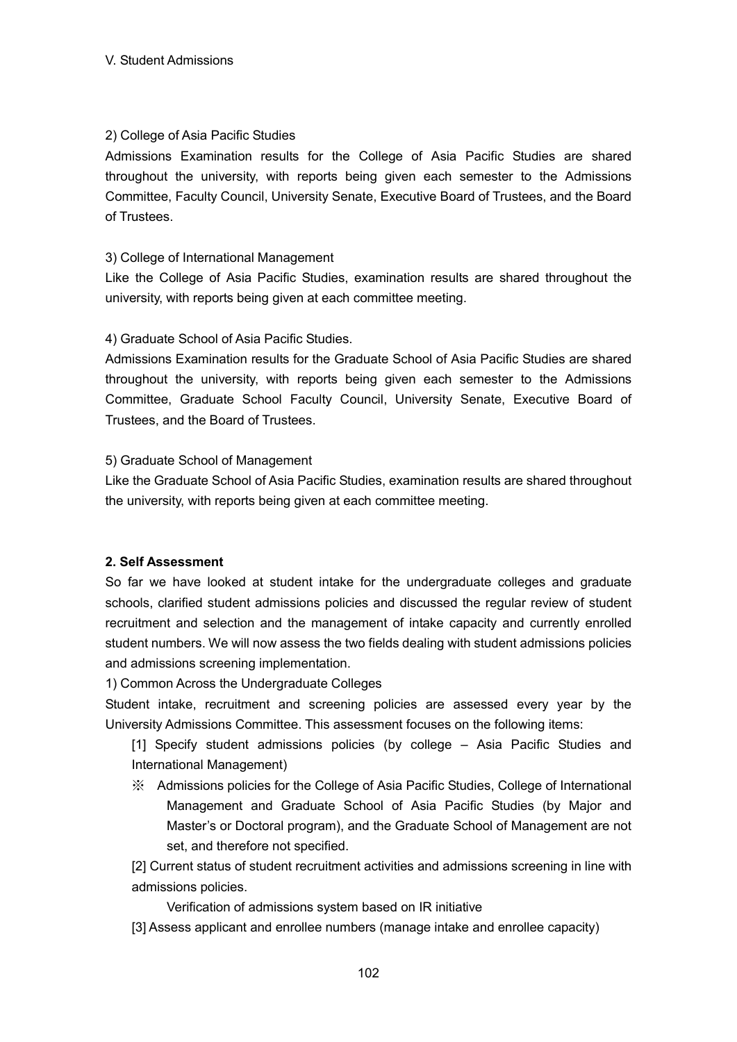V. Student Admissions

2) College of Asia Pacific Studies

Admissions Examination results for the College of Asia Pacific Studies are shared throughout the university, with reports being given each semester to the Admissions Committee, Faculty Council, University Senate, Executive Board of Trustees, and the Board of Trustees.

3) College of International Management

Like the College of Asia Pacific Studies, examination results are shared throughout the university, with reports being given at each committee meeting.

4) Graduate School of Asia Pacific Studies.

Admissions Examination results for the Graduate School of Asia Pacific Studies are shared throughout the university, with reports being given each semester to the Admissions Committee, Graduate School Faculty Council, University Senate, Executive Board of Trustees, and the Board of Trustees.

5) Graduate School of Management

Like the Graduate School of Asia Pacific Studies, examination results are shared throughout the university, with reports being given at each committee meeting.

**2. Self Assessment**

So far we have looked at student intake for the undergraduate colleges and graduate schools, clarified student admissions policies and discussed the regular review of student recruitment and selection and the management of intake capacity and currently enrolled student numbers. We will now assess the two fields dealing with student admissions policies and admissions screening implementation.

1) Common Across the Undergraduate Colleges

Student intake, recruitment and screening policies are assessed every year by the University Admissions Committee. This assessment focuses on the following items:

[1] Specify student admissions policies (by college – Asia Pacific Studies and International Management)

※ Admissions policies for the College of Asia Pacific Studies, College of International Management and Graduate School of Asia Pacific Studies (by Major and Master's or Doctoral program), and the Graduate School of Management are not set, and therefore not specified.

[2] Current status of student recruitment activities and admissions screening in line with admissions policies.

Verification of admissions system based on IR initiative

[3] Assess applicant and enrollee numbers (manage intake and enrollee capacity)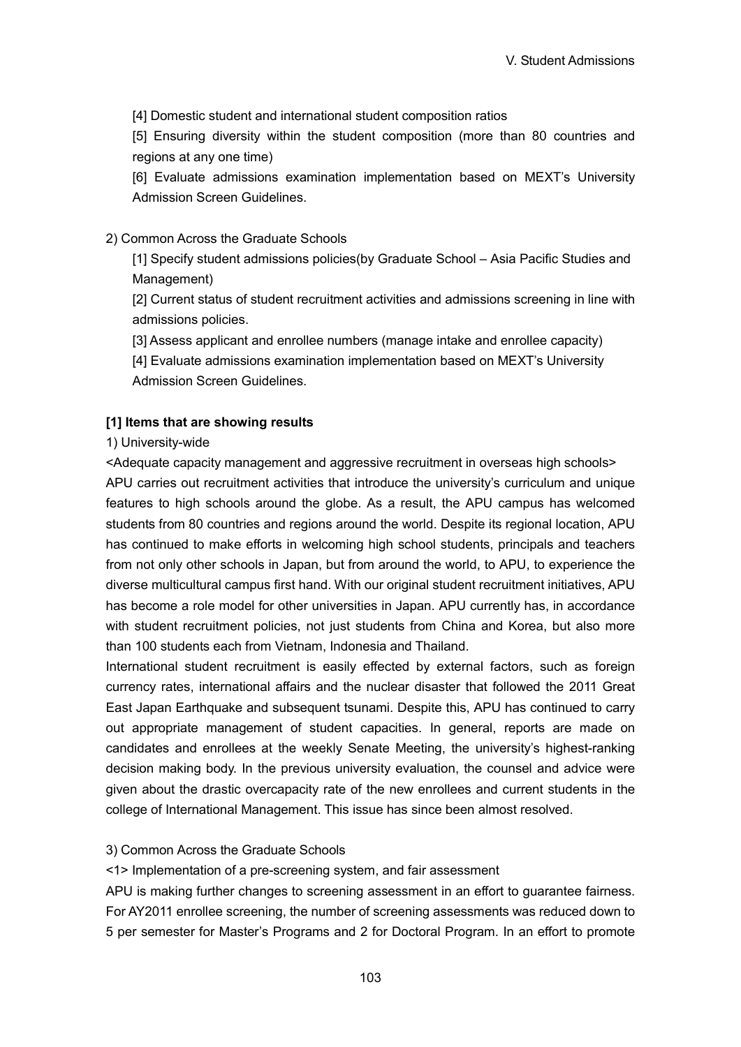[4] Domestic student and international student composition ratios

[5] Ensuring diversity within the student composition (more than 80 countries and regions at any one time)

[6] Evaluate admissions examination implementation based on MEXT's University Admission Screen Guidelines.

2) Common Across the Graduate Schools

[1] Specify student admissions policies(by Graduate School – Asia Pacific Studies and Management)

[2] Current status of student recruitment activities and admissions screening in line with admissions policies.

[3] Assess applicant and enrollee numbers (manage intake and enrollee capacity)

[4] Evaluate admissions examination implementation based on MEXT's University Admission Screen Guidelines.

**[1] Items that are showing results**

1) University-wide

<Adequate capacity management and aggressive recruitment in overseas high schools>

APU carries out recruitment activities that introduce the university's curriculum and unique features to high schools around the globe. As a result, the APU campus has welcomed students from 80 countries and regions around the world. Despite its regional location, APU has continued to make efforts in welcoming high school students, principals and teachers from not only other schools in Japan, but from around the world, to APU, to experience the diverse multicultural campus first hand. With our original student recruitment initiatives, APU has become a role model for other universities in Japan. APU currently has, in accordance with student recruitment policies, not just students from China and Korea, but also more than 100 students each from Vietnam, Indonesia and Thailand.

International student recruitment is easily effected by external factors, such as foreign currency rates, international affairs and the nuclear disaster that followed the 2011 Great East Japan Earthquake and subsequent tsunami. Despite this, APU has continued to carry out appropriate management of student capacities. In general, reports are made on candidates and enrollees at the weekly Senate Meeting, the university's highest-ranking decision making body. In the previous university evaluation, the counsel and advice were given about the drastic overcapacity rate of the new enrollees and current students in the college of International Management. This issue has since been almost resolved.

3) Common Across the Graduate Schools

<1> Implementation of a pre-screening system, and fair assessment

APU is making further changes to screening assessment in an effort to guarantee fairness. For AY2011 enrollee screening, the number of screening assessments was reduced down to 5 per semester for Master's Programs and 2 for Doctoral Program. In an effort to promote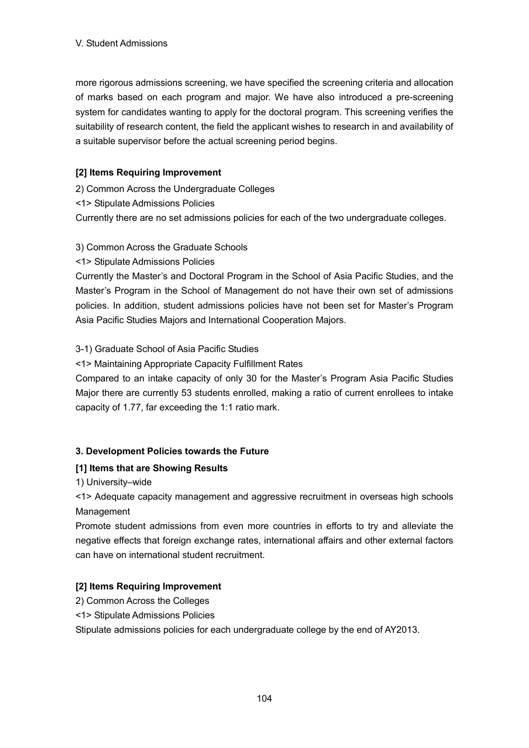more rigorous admissions screening, we have specified the screening criteria and allocation of marks based on each program and major. We have also introduced a pre-screening system for candidates wanting to apply for the doctoral program. This screening verifies the suitability of research content, the field the applicant wishes to research in and availability of a suitable supervisor before the actual screening period begins.

**[2] Items Requiring Improvement**

2) Common Across the Undergraduate Colleges

<1> Stipulate Admissions Policies

Currently there are no set admissions policies for each of the two undergraduate colleges.

3) Common Across the Graduate Schools

<1> Stipulate Admissions Policies

Currently the Master's and Doctoral Program in the School of Asia Pacific Studies, and the Master's Program in the School of Management do not have their own set of admissions policies. In addition, student admissions policies have not been set for Master's Program Asia Pacific Studies Majors and International Cooperation Majors.

3-1) Graduate School of Asia Pacific Studies

<1> Maintaining Appropriate Capacity Fulfillment Rates

Compared to an intake capacity of only 30 for the Master's Program Asia Pacific Studies Major there are currently 53 students enrolled, making a ratio of current enrollees to intake capacity of 1.77, far exceeding the 1:1 ratio mark.

### 3. Development Policies towards the Future

**[1] Items that are Showing Results**

1) University–wide

<1> Adequate capacity management and aggressive recruitment in overseas high schools Management

Promote student admissions from even more countries in efforts to try and alleviate the negative effects that foreign exchange rates, international affairs and other external factors can have on international student recruitment.

**[2] Items Requiring Improvement**

2) Common Across the Colleges

<1> Stipulate Admissions Policies

Stipulate admissions policies for each undergraduate college by the end of AY2013.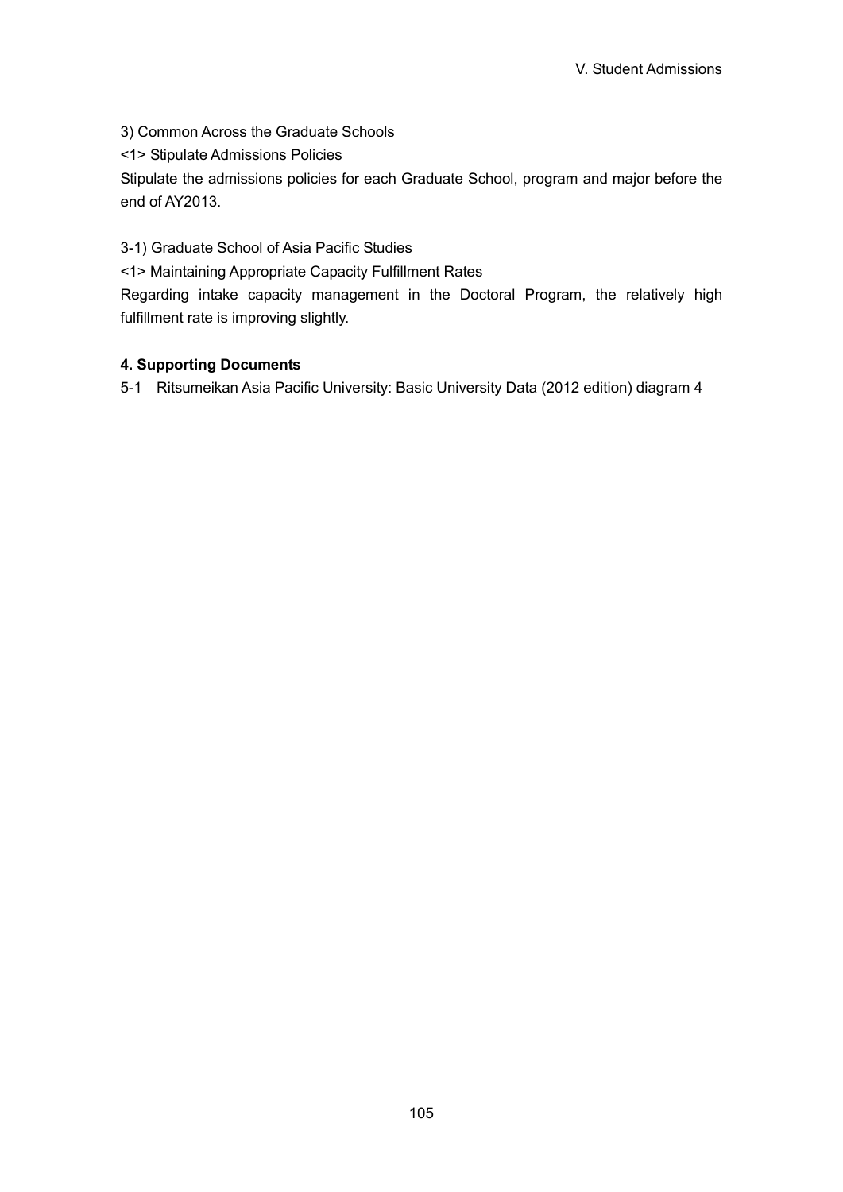3) Common Across the Graduate Schools

<1> Stipulate Admissions Policies

Stipulate the admissions policies for each Graduate School, program and major before the end of AY2013.

3-1) Graduate School of Asia Pacific Studies

<1> Maintaining Appropriate Capacity Fulfillment Rates

Regarding intake capacity management in the Doctoral Program, the relatively high fulfillment rate is improving slightly.

**4. Supporting Documents**

5-1 Ritsumeikan Asia Pacific University: Basic University Data (2012 edition) diagram 4